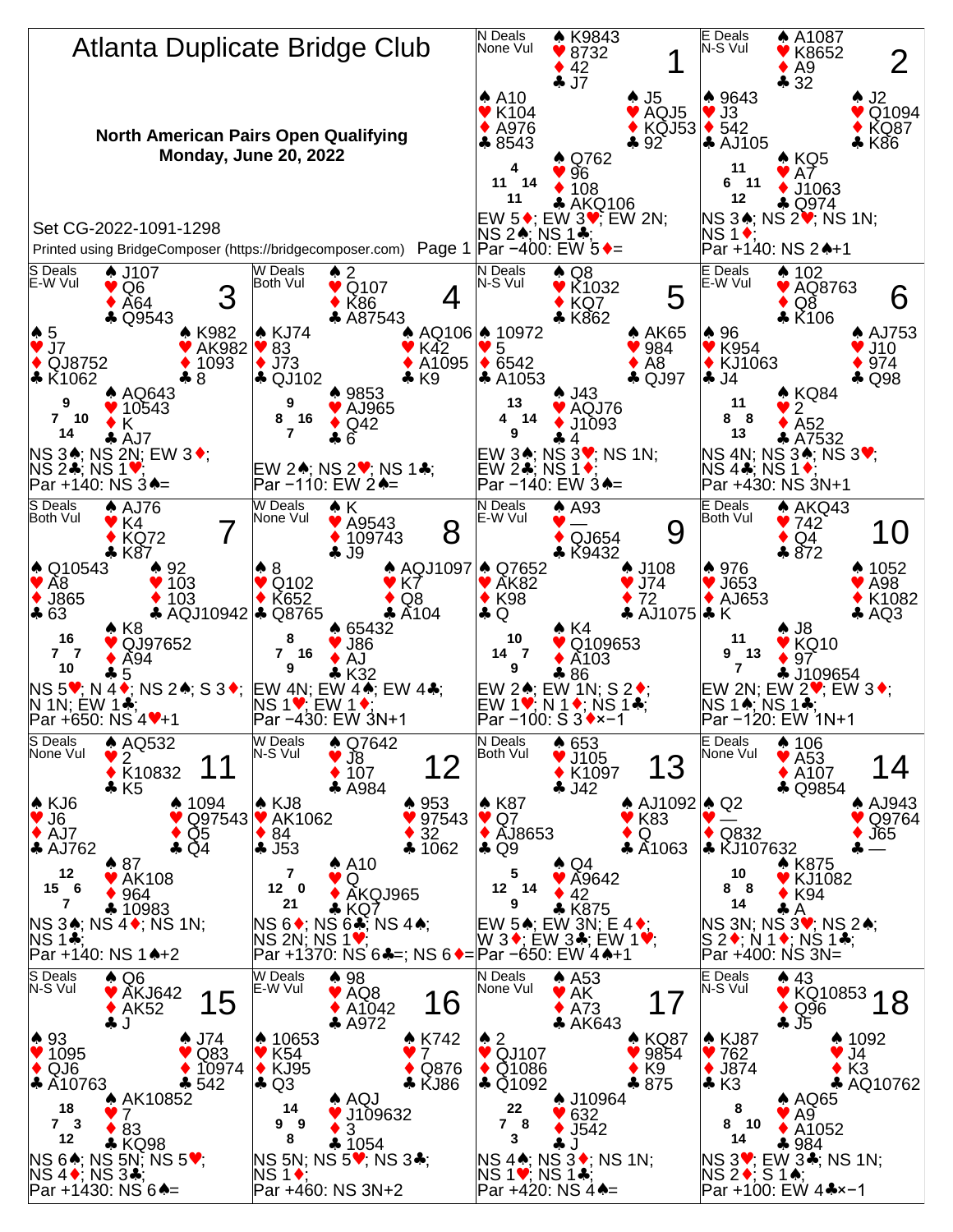# Atlanta Duplicate Bridge Club

**North American Pairs Open Qualifying**
**Monday, June 20, 2022**

Set CG-2022-1091-1298

Printed using BridgeComposer (https://bridgecomposer.com)

---

## Board 1
N Deals, None Vul

| Seat | ♠ | ♥ | ♦ | ♣ | HCP |
|---|---|---|---|---|---|
| North | K9843 | 8732 | 42 | J7 | 4 |
| West | A10 | K104 | A976 | 8543 | 11 |
| East | J5 | AQJ5 | KQJ53 | 92 | 14 |
| South | Q762 | 96 | 108 | AKQ106 | 11 |

EW 5♦; EW 3♥; EW 2N; NS 2♠; NS 1♣;
Par −400: EW 5♦=

## Board 2
E Deals, N-S Vul

| Seat | ♠ | ♥ | ♦ | ♣ | HCP |
|---|---|---|---|---|---|
| North | A1087 | K8652 | A9 | 32 | 11 |
| West | 9643 | J3 | 542 | AJ105 | 6 |
| East | J2 | Q1094 | KQ87 | K86 | 11 |
| South | KQ5 | A7 | J1063 | Q974 | 12 |

NS 3♠; NS 2♥; NS 1N; NS 1♦;
Par +140: NS 2♠+1

## Board 3
S Deals, E-W Vul

| Seat | ♠ | ♥ | ♦ | ♣ | HCP |
|---|---|---|---|---|---|
| North | J107 | Q6 | A64 | Q9543 | 9 |
| West | 5 | J7 | QJ8752 | K1062 | 7 |
| East | K982 | AK982 | 1093 | 8 | 10 |
| South | AQ643 | 10543 | K | AJ7 | 14 |

NS 3♠; NS 2N; EW 3♦; NS 2♣; NS 1♥;
Par +140: NS 3♠=

## Board 4
W Deals, Both Vul

| Seat | ♠ | ♥ | ♦ | ♣ | HCP |
|---|---|---|---|---|---|
| North | 2 | Q107 | K86 | A87543 | 9 |
| West | KJ74 | 83 | J73 | QJ102 | 8 |
| East | AQ106 | K42 | A1095 | K9 | 16 |
| South | 9853 | AJ965 | Q42 | 6 | 7 |

EW 2♠; NS 2♥; NS 1♣;
Par −110: EW 2♠=

## Board 5
N Deals, N-S Vul

| Seat | ♠ | ♥ | ♦ | ♣ | HCP |
|---|---|---|---|---|---|
| North | Q8 | K1032 | KQ7 | K862 | 13 |
| West | 10972 | 5 | 6542 | A1053 | 4 |
| East | AK65 | 984 | A8 | QJ97 | 14 |
| South | J43 | AQJ76 | J1093 | 4 | 9 |

EW 3♠; NS 3♥; NS 1N; EW 2♣; NS 1♦;
Par −140: EW 3♠=

## Board 6
E Deals, E-W Vul

| Seat | ♠ | ♥ | ♦ | ♣ | HCP |
|---|---|---|---|---|---|
| North | 102 | AQ8763 | Q8 | K106 | 11 |
| West | 96 | K954 | KJ1063 | J4 | 8 |
| East | AJ753 | J10 | 974 | Q98 | 8 |
| South | KQ84 | 2 | A52 | A7532 | 13 |

NS 4N; NS 3♠; NS 3♥; NS 4♣; NS 1♦;
Par +430: NS 3N+1

## Board 7
S Deals, Both Vul

| Seat | ♠ | ♥ | ♦ | ♣ | HCP |
|---|---|---|---|---|---|
| North | AJ76 | K4 | KQ72 | K87 | 16 |
| West | Q10543 | A8 | J865 | 63 | 7 |
| East | 92 | 103 | 103 | AQJ10942 | 7 |
| South | K8 | QJ97652 | A94 | 5 | 10 |

NS 5♥; N 4♦; NS 2♠; S 3♦; N 1N; EW 1♣;
Par +650: NS 4♥+1

## Board 8
W Deals, None Vul

| Seat | ♠ | ♥ | ♦ | ♣ | HCP |
|---|---|---|---|---|---|
| North | K | A9543 | 109743 | J9 | 8 |
| West | 8 | Q102 | K652 | Q8765 | 7 |
| East | AQJ1097 | K7 | Q8 | A104 | 16 |
| South | 65432 | J86 | AJ | K32 | 9 |

EW 4N; EW 4♠; EW 4♣; NS 1♥; EW 1♦;
Par −430: EW 3N+1

## Board 9
N Deals, E-W Vul

| Seat | ♠ | ♥ | ♦ | ♣ | HCP |
|---|---|---|---|---|---|
| North | A93 | — | QJ654 | K9432 | 10 |
| West | Q7652 | AK82 | K98 | Q | 14 |
| East | J108 | J74 | 72 | AJ1075 | 7 |
| South | K4 | Q109653 | A103 | 86 | 9 |

EW 2♠; EW 1N; S 2♦; EW 1♥; N 1♦; NS 1♣;
Par −100: S 3♦×−1

## Board 10
E Deals, Both Vul

| Seat | ♠ | ♥ | ♦ | ♣ | HCP |
|---|---|---|---|---|---|
| North | AKQ43 | 742 | Q4 | 872 | 11 |
| West | 976 | J653 | AJ653 | K | 9 |
| East | 1052 | A98 | K1082 | AQ3 | 13 |
| South | J8 | KQ10 | 97 | J109654 | 7 |

EW 2N; EW 2♥; EW 3♦; NS 1♠; NS 1♣;
Par −120: EW 1N+1

## Board 11
S Deals, None Vul

| Seat | ♠ | ♥ | ♦ | ♣ | HCP |
|---|---|---|---|---|---|
| North | AQ532 | 2 | K10832 | K5 | 12 |
| West | KJ6 | J6 | AJ7 | AJ762 | 15 |
| East | 1094 | Q97543 | Q5 | Q4 | 6 |
| South | 87 | AK108 | 964 | 10983 | 7 |

NS 3♠; NS 4♦; NS 1N; NS 1♣;
Par +140: NS 1♠+2

## Board 12
W Deals, N-S Vul

| Seat | ♠ | ♥ | ♦ | ♣ | HCP |
|---|---|---|---|---|---|
| North | Q7642 | J8 | 107 | A984 | 7 |
| West | KJ8 | AK1062 | 84 | J53 | 12 |
| East | 953 | 97543 | 32 | 1062 | 0 |
| South | A10 | Q | AKQJ965 | KQ7 | 21 |

NS 6♦; NS 6♣; NS 4♠; NS 2N; NS 1♥;
Par +1370: NS 6♣=; NS 6♦=

## Board 13
N Deals, Both Vul

| Seat | ♠ | ♥ | ♦ | ♣ | HCP |
|---|---|---|---|---|---|
| North | 653 | J105 | K1097 | J42 | 5 |
| West | K87 | Q7 | AJ8653 | Q9 | 12 |
| East | AJ1092 | K83 | Q | A1063 | 14 |
| South | Q4 | A9642 | 42 | K875 | 9 |

EW 5♠; EW 3N; E 4♦; W 3♦; EW 3♣; EW 1♥;
Par −650: EW 4♠+1

## Board 14
E Deals, None Vul

| Seat | ♠ | ♥ | ♦ | ♣ | HCP |
|---|---|---|---|---|---|
| North | 106 | A53 | A107 | Q9854 | 10 |
| West | Q2 | — | Q832 | KJ107632 | 8 |
| East | AJ943 | Q9764 | J65 | — | 8 |
| South | K875 | KJ1082 | K94 | A | 14 |

NS 3N; NS 3♥; NS 2♠; S 2♦; N 1♦; NS 1♣;
Par +400: NS 3N=

## Board 15
S Deals, N-S Vul

| Seat | ♠ | ♥ | ♦ | ♣ | HCP |
|---|---|---|---|---|---|
| North | Q6 | AKJ642 | AK52 | J | 18 |
| West | 93 | 1095 | QJ6 | A10763 | 7 |
| East | J74 | Q83 | 10974 | 542 | 3 |
| South | AK10852 | 7 | 83 | KQ98 | 12 |

NS 6♠; NS 5N; NS 5♥; NS 4♦; NS 3♣;
Par +1430: NS 6♠=

## Board 16
W Deals, E-W Vul

| Seat | ♠ | ♥ | ♦ | ♣ | HCP |
|---|---|---|---|---|---|
| North | 98 | AQ8 | A1042 | A972 | 14 |
| West | 10653 | K54 | KJ95 | Q3 | 9 |
| East | K742 | 7 | Q876 | KJ86 | 9 |
| South | AQJ | J109632 | 3 | 1054 | 8 |

NS 5N; NS 5♥; NS 3♣; NS 1♦;
Par +460: NS 3N+2

## Board 17
N Deals, None Vul

| Seat | ♠ | ♥ | ♦ | ♣ | HCP |
|---|---|---|---|---|---|
| North | A53 | AK | A73 | AK643 | 22 |
| West | 2 | QJ107 | Q1086 | Q1092 | 7 |
| East | KQ87 | 9854 | K9 | 875 | 8 |
| South | J10964 | 632 | J542 | J | 3 |

NS 4♠; NS 3♦; NS 1N; NS 1♥; NS 1♣;
Par +420: NS 4♠=

## Board 18
E Deals, N-S Vul

| Seat | ♠ | ♥ | ♦ | ♣ | HCP |
|---|---|---|---|---|---|
| North | 43 | KQ10853 | Q96 | J5 | 8 |
| West | KJ87 | 762 | J874 | K3 | 8 |
| East | 1092 | J4 | K3 | AQ10762 | 10 |
| South | AQ65 | A9 | A1052 | 984 | 14 |

NS 3♥; EW 3♣; NS 1N; NS 2♦; S 1♠;
Par +100: EW 4♣×−1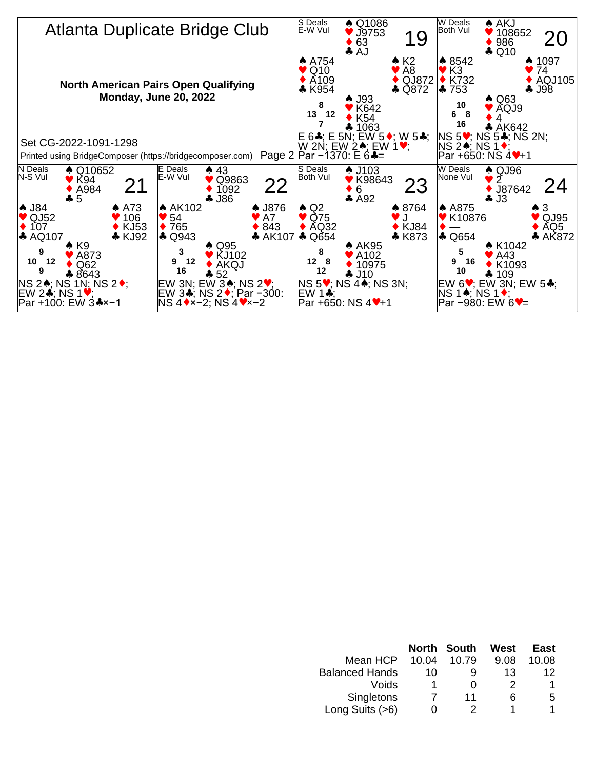# Atlanta Duplicate Bridge Club

**North American Pairs Open Qualifying**
**Monday, June 20, 2022**

Set CG-2022-1091-1298

Printed using BridgeComposer (https://bridgecomposer.com)

## Board 19

S Deals, E-W Vul

North: ♠ Q1086 ♥ J9753 ♦ 63 ♣ AJ

West: ♠ A754 ♥ Q10 ♦ A109 ♣ K954

East: ♠ K2 ♥ A8 ♦ QJ872 ♣ Q872

South: ♠ J93 ♥ K642 ♦ K54 ♣ 1063

HCP: N 8, W 13, E 12, S 7

E 6♣; E 5N; EW 5♦; W 5♣; W 2N; EW 2♠; EW 1♥;
Par −1370: E 6♣=

## Board 20

W Deals, Both Vul

North: ♠ AKJ ♥ 108652 ♦ 986 ♣ Q10

West: ♠ 8542 ♥ K3 ♦ K732 ♣ 753

East: ♠ 1097 ♥ 74 ♦ AQJ105 ♣ J98

South: ♠ Q63 ♥ AQJ9 ♦ 4 ♣ AK642

HCP: N 10, W 6, E 8, S 16

NS 5♥; NS 5♣; NS 2N; NS 2♠; NS 1♦;
Par +650: NS 4♥+1

## Board 21

N Deals, N-S Vul

North: ♠ Q10652 ♥ K94 ♦ A984 ♣ 5

West: ♠ J84 ♥ QJ52 ♦ 107 ♣ AQ107

East: ♠ A73 ♥ 106 ♦ KJ53 ♣ KJ92

South: ♠ K9 ♥ A873 ♦ Q62 ♣ 8643

HCP: N 9, W 10, E 12, S 9

NS 2♠; NS 1N; NS 2♦; EW 2♣; NS 1♥;
Par +100: EW 3♣×−1

## Board 22

E Deals, E-W Vul

North: ♠ 43 ♥ Q9863 ♦ 1092 ♣ J86

West: ♠ AK102 ♥ 54 ♦ 765 ♣ Q943

East: ♠ J876 ♥ A7 ♦ 843 ♣ AK107

South: ♠ Q95 ♥ KJ102 ♦ AKQJ ♣ 52

HCP: N 3, W 9, E 12, S 16

EW 3N; EW 3♠; NS 2♥; EW 3♣; NS 2♦; Par −300: NS 4♦×−2; NS 4♥×−2

## Board 23

S Deals, Both Vul

North: ♠ J103 ♥ K98643 ♦ 6 ♣ A92

West: ♠ Q2 ♥ Q75 ♦ AQ32 ♣ Q654

East: ♠ 8764 ♥ J ♦ KJ84 ♣ K873

South: ♠ AK95 ♥ A102 ♦ 10975 ♣ J10

HCP: N 8, W 12, E 8, S 12

NS 5♥; NS 4♠; NS 3N; EW 1♣;
Par +650: NS 4♥+1

## Board 24

W Deals, None Vul

North: ♠ QJ96 ♥ 2 ♦ J87642 ♣ J3

West: ♠ A875 ♥ K10876 ♦ — ♣ Q654

East: ♠ 3 ♥ QJ95 ♦ AQ5 ♣ AK872

South: ♠ K1042 ♥ A43 ♦ K1093 ♣ 109

HCP: N 5, W 9, E 16, S 10

EW 6♥; EW 3N; EW 5♣; NS 1♠; NS 1♦;
Par −980: EW 6♥=

| | North | South | West | East |
|---|---|---|---|---|
| Mean HCP | 10.04 | 10.79 | 9.08 | 10.08 |
| Balanced Hands | 10 | 9 | 13 | 12 |
| Voids | 1 | 0 | 2 | 1 |
| Singletons | 7 | 11 | 6 | 5 |
| Long Suits (>6) | 0 | 2 | 1 | 1 |